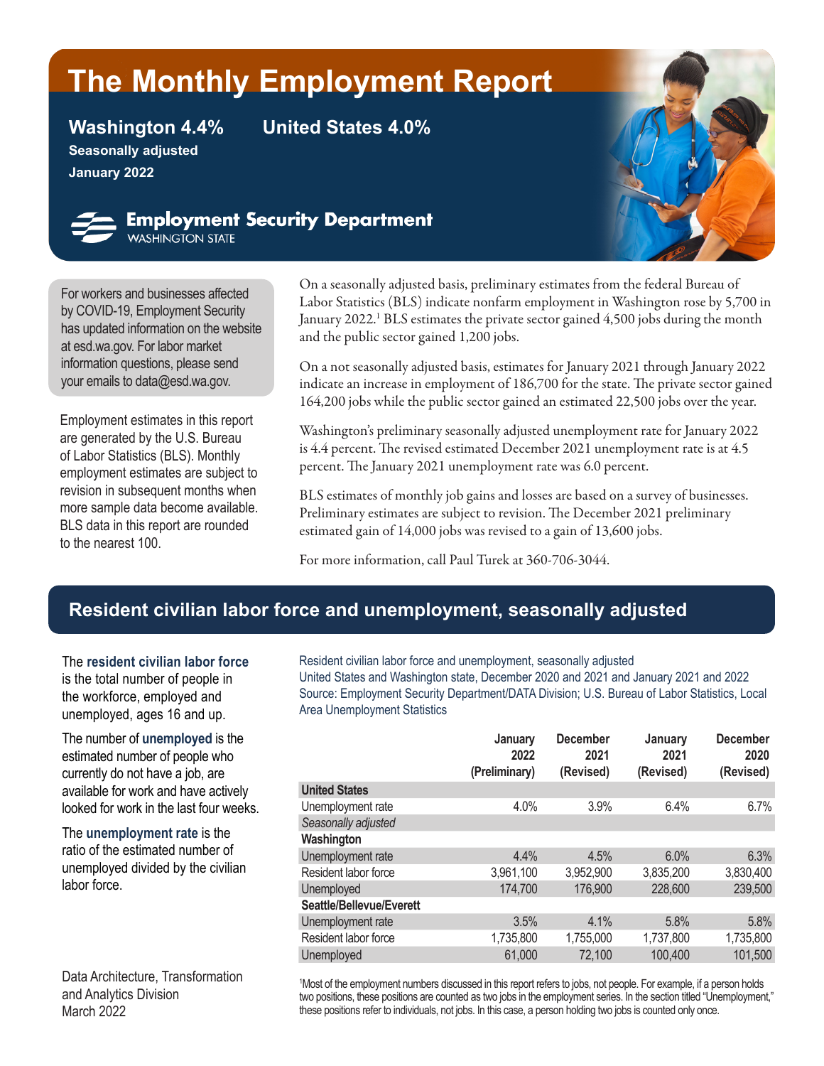# The Monthly Employment Report

**Washington 4.4%** **United States 4.0%**

**Seasonally adjusted**

**January 2022**

**Employment Security Department**
WASHINGTON STATE

For workers and businesses affected by COVID-19, Employment Security has updated information on the website at esd.wa.gov. For labor market information questions, please send your emails to data@esd.wa.gov.

Employment estimates in this report are generated by the U.S. Bureau of Labor Statistics (BLS). Monthly employment estimates are subject to revision in subsequent months when more sample data become available. BLS data in this report are rounded to the nearest 100.

On a seasonally adjusted basis, preliminary estimates from the federal Bureau of Labor Statistics (BLS) indicate nonfarm employment in Washington rose by 5,700 in January 2022.[1] BLS estimates the private sector gained 4,500 jobs during the month and the public sector gained 1,200 jobs.

On a not seasonally adjusted basis, estimates for January 2021 through January 2022 indicate an increase in employment of 186,700 for the state. The private sector gained 164,200 jobs while the public sector gained an estimated 22,500 jobs over the year.

Washington's preliminary seasonally adjusted unemployment rate for January 2022 is 4.4 percent. The revised estimated December 2021 unemployment rate is at 4.5 percent. The January 2021 unemployment rate was 6.0 percent.

BLS estimates of monthly job gains and losses are based on a survey of businesses. Preliminary estimates are subject to revision. The December 2021 preliminary estimated gain of 14,000 jobs was revised to a gain of 13,600 jobs.

For more information, call Paul Turek at 360-706-3044.

## Resident civilian labor force and unemployment, seasonally adjusted

The **resident civilian labor force** is the total number of people in the workforce, employed and unemployed, ages 16 and up.

The number of **unemployed** is the estimated number of people who currently do not have a job, are available for work and have actively looked for work in the last four weeks.

The **unemployment rate** is the ratio of the estimated number of unemployed divided by the civilian labor force.

Resident civilian labor force and unemployment, seasonally adjusted
United States and Washington state, December 2020 and 2021 and January 2021 and 2022
Source: Employment Security Department/DATA Division; U.S. Bureau of Labor Statistics, Local Area Unemployment Statistics

| | January 2022 (Preliminary) | December 2021 (Revised) | January 2021 (Revised) | December 2020 (Revised) |
|---|---|---|---|---|
| **United States** | | | | |
| Unemployment rate | 4.0% | 3.9% | 6.4% | 6.7% |
| *Seasonally adjusted* | | | | |
| **Washington** | | | | |
| Unemployment rate | 4.4% | 4.5% | 6.0% | 6.3% |
| Resident labor force | 3,961,100 | 3,952,900 | 3,835,200 | 3,830,400 |
| Unemployed | 174,700 | 176,900 | 228,600 | 239,500 |
| **Seattle/Bellevue/Everett** | | | | |
| Unemployment rate | 3.5% | 4.1% | 5.8% | 5.8% |
| Resident labor force | 1,735,800 | 1,755,000 | 1,737,800 | 1,735,800 |
| Unemployed | 61,000 | 72,100 | 100,400 | 101,500 |

[1]Most of the employment numbers discussed in this report refers to jobs, not people. For example, if a person holds two positions, these positions are counted as two jobs in the employment series. In the section titled "Unemployment," these positions refer to individuals, not jobs. In this case, a person holding two jobs is counted only once.

Data Architecture, Transformation and Analytics Division
March 2022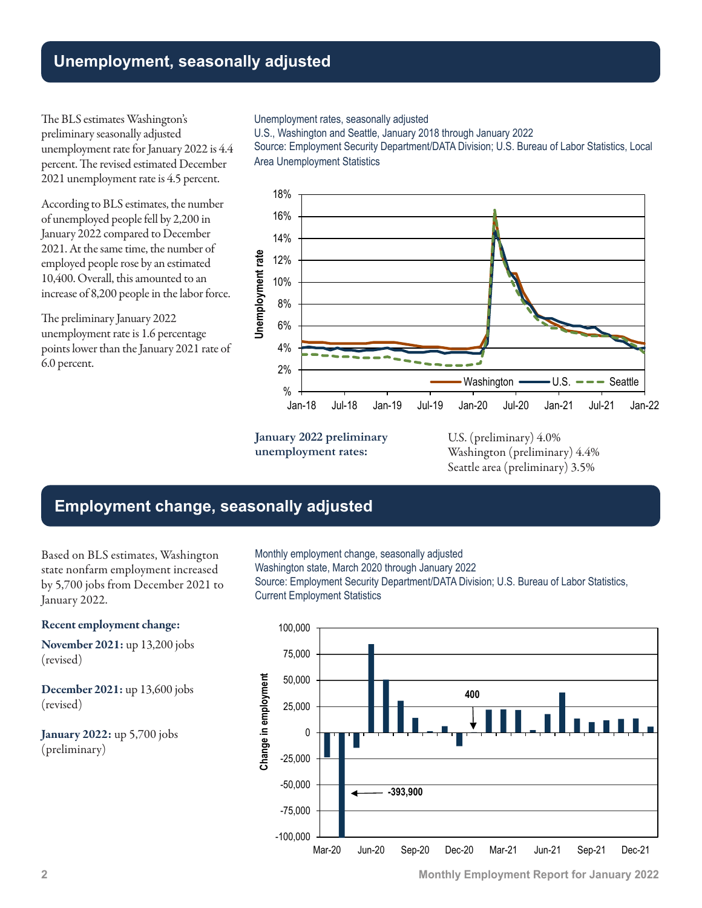## Unemployment, seasonally adjusted

The BLS estimates Washington's preliminary seasonally adjusted unemployment rate for January 2022 is 4.4 percent. The revised estimated December 2021 unemployment rate is 4.5 percent.

According to BLS estimates, the number of unemployed people fell by 2,200 in January 2022 compared to December 2021. At the same time, the number of employed people rose by an estimated 10,400. Overall, this amounted to an increase of 8,200 people in the labor force.

The preliminary January 2022 unemployment rate is 1.6 percentage points lower than the January 2021 rate of 6.0 percent.

Unemployment rates, seasonally adjusted
U.S., Washington and Seattle, January 2018 through January 2022
Source: Employment Security Department/DATA Division; U.S. Bureau of Labor Statistics, Local Area Unemployment Statistics

**January 2022 preliminary unemployment rates:**

U.S. (preliminary) 4.0%
Washington (preliminary) 4.4%
Seattle area (preliminary) 3.5%

## Employment change, seasonally adjusted

Based on BLS estimates, Washington state nonfarm employment increased by 5,700 jobs from December 2021 to January 2022.

**Recent employment change:**

**November 2021:** up 13,200 jobs (revised)

**December 2021:** up 13,600 jobs (revised)

**January 2022:** up 5,700 jobs (preliminary)

Monthly employment change, seasonally adjusted
Washington state, March 2020 through January 2022
Source: Employment Security Department/DATA Division; U.S. Bureau of Labor Statistics, Current Employment Statistics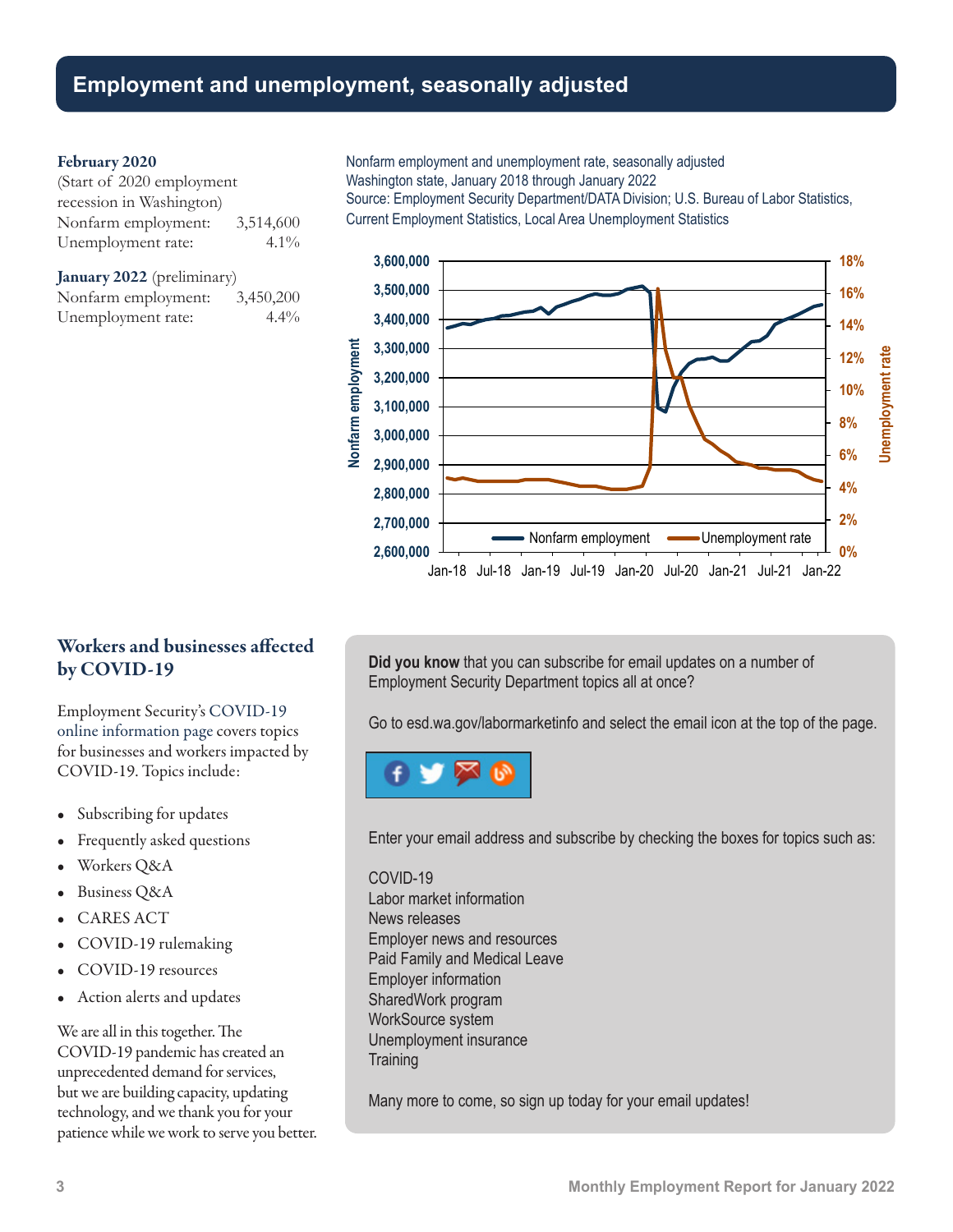# Employment and unemployment, seasonally adjusted

**February 2020**
(Start of 2020 employment recession in Washington)

| | |
|---|---|
| Nonfarm employment: | 3,514,600 |
| Unemployment rate: | 4.1% |

**January 2022** (preliminary)

| | |
|---|---|
| Nonfarm employment: | 3,450,200 |
| Unemployment rate: | 4.4% |

Nonfarm employment and unemployment rate, seasonally adjusted
Washington state, January 2018 through January 2022
Source: Employment Security Department/DATA Division; U.S. Bureau of Labor Statistics, Current Employment Statistics, Local Area Unemployment Statistics

## Workers and businesses affected by COVID-19

Employment Security's COVID-19 online information page covers topics for businesses and workers impacted by COVID-19. Topics include:

- Subscribing for updates
- Frequently asked questions
- Workers Q&A
- Business Q&A
- CARES ACT
- COVID-19 rulemaking
- COVID-19 resources
- Action alerts and updates

We are all in this together. The COVID-19 pandemic has created an unprecedented demand for services, but we are building capacity, updating technology, and we thank you for your patience while we work to serve you better.

**Did you know** that you can subscribe for email updates on a number of Employment Security Department topics all at once?

Go to esd.wa.gov/labormarketinfo and select the email icon at the top of the page.

Enter your email address and subscribe by checking the boxes for topics such as:

COVID-19
Labor market information
News releases
Employer news and resources
Paid Family and Medical Leave
Employer information
SharedWork program
WorkSource system
Unemployment insurance
Training

Many more to come, so sign up today for your email updates!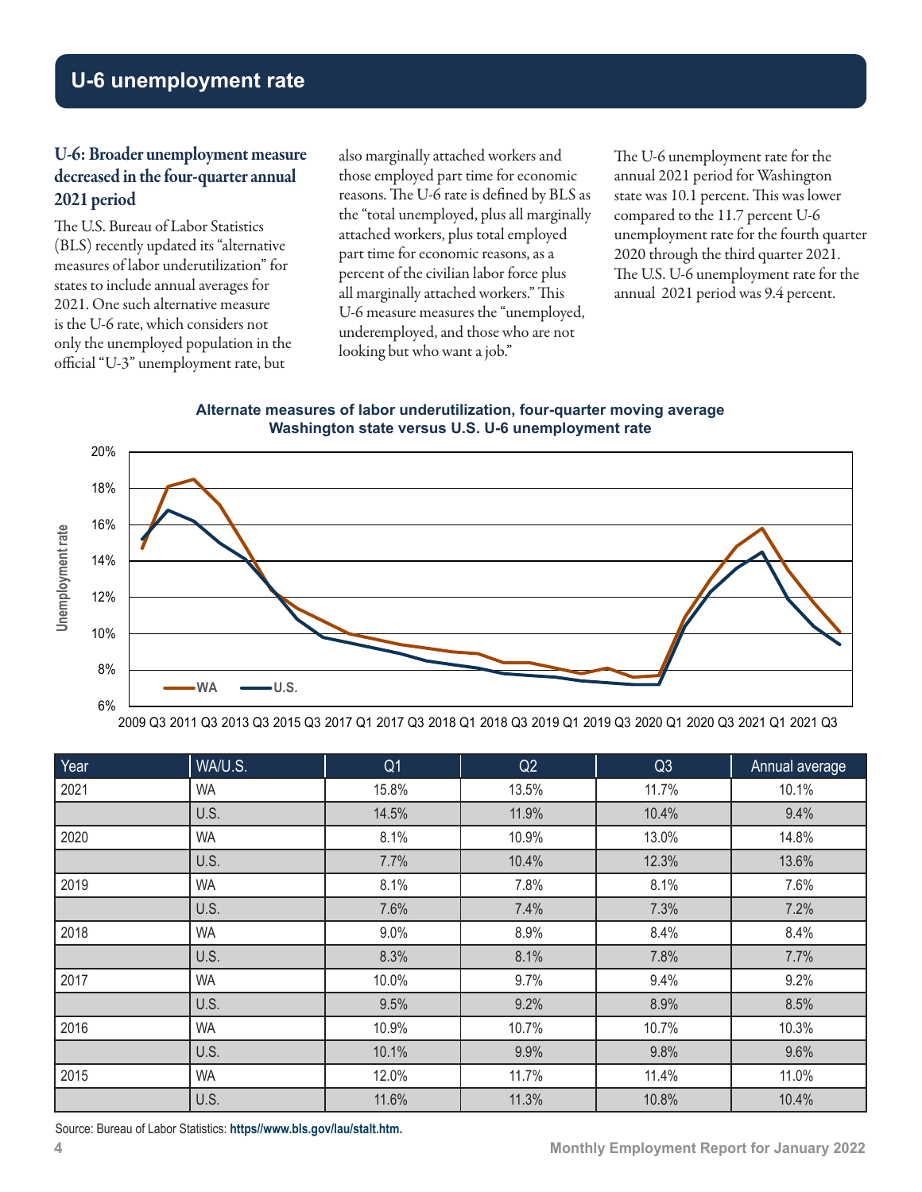## U-6 unemployment rate

### U-6: Broader unemployment measure decreased in the four-quarter annual 2021 period

The U.S. Bureau of Labor Statistics (BLS) recently updated its "alternative measures of labor underutilization" for states to include annual averages for 2021. One such alternative measure is the U-6 rate, which considers not only the unemployed population in the official "U-3" unemployment rate, but also marginally attached workers and those employed part time for economic reasons. The U-6 rate is defined by BLS as the "total unemployed, plus all marginally attached workers, plus total employed part time for economic reasons, as a percent of the civilian labor force plus all marginally attached workers." This U-6 measure measures the "unemployed, underemployed, and those who are not looking but who want a job."

The U-6 unemployment rate for the annual 2021 period for Washington state was 10.1 percent. This was lower compared to the 11.7 percent U-6 unemployment rate for the fourth quarter 2020 through the third quarter 2021. The U.S. U-6 unemployment rate for the annual 2021 period was 9.4 percent.

**Alternate measures of labor underutilization, four-quarter moving average**
**Washington state versus U.S. U-6 unemployment rate**

| Year | WA/U.S. | Q1 | Q2 | Q3 | Annual average |
|---|---|---|---|---|---|
| 2021 | WA | 15.8% | 13.5% | 11.7% | 10.1% |
| | U.S. | 14.5% | 11.9% | 10.4% | 9.4% |
| 2020 | WA | 8.1% | 10.9% | 13.0% | 14.8% |
| | U.S. | 7.7% | 10.4% | 12.3% | 13.6% |
| 2019 | WA | 8.1% | 7.8% | 8.1% | 7.6% |
| | U.S. | 7.6% | 7.4% | 7.3% | 7.2% |
| 2018 | WA | 9.0% | 8.9% | 8.4% | 8.4% |
| | U.S. | 8.3% | 8.1% | 7.8% | 7.7% |
| 2017 | WA | 10.0% | 9.7% | 9.4% | 9.2% |
| | U.S. | 9.5% | 9.2% | 8.9% | 8.5% |
| 2016 | WA | 10.9% | 10.7% | 10.7% | 10.3% |
| | U.S. | 10.1% | 9.9% | 9.8% | 9.6% |
| 2015 | WA | 12.0% | 11.7% | 11.4% | 11.0% |
| | U.S. | 11.6% | 11.3% | 10.8% | 10.4% |

Source: Bureau of Labor Statistics: **https//www.bls.gov/lau/stalt.htm.**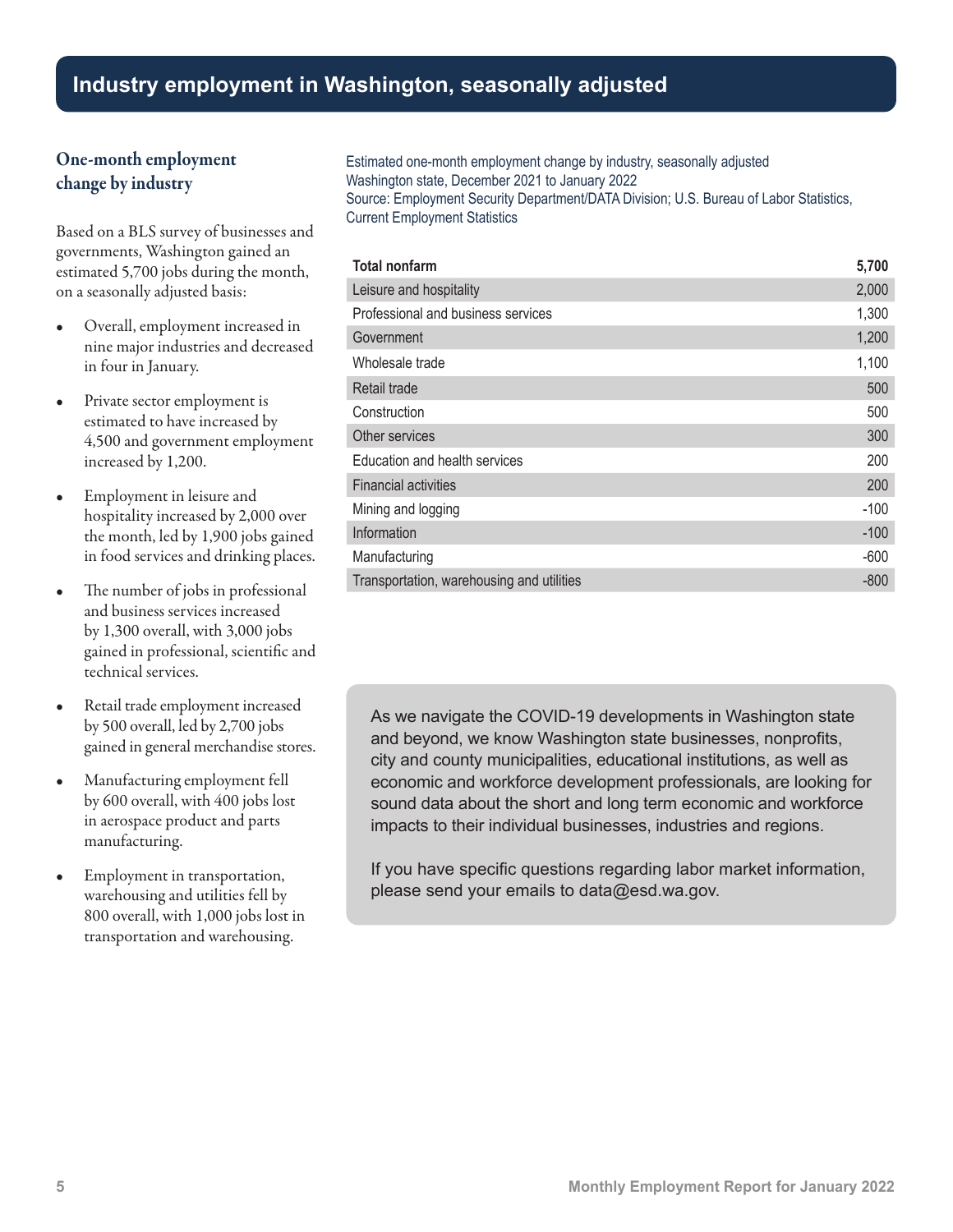# Industry employment in Washington, seasonally adjusted

## One-month employment change by industry

Based on a BLS survey of businesses and governments, Washington gained an estimated 5,700 jobs during the month, on a seasonally adjusted basis:

- Overall, employment increased in nine major industries and decreased in four in January.
- Private sector employment is estimated to have increased by 4,500 and government employment increased by 1,200.
- Employment in leisure and hospitality increased by 2,000 over the month, led by 1,900 jobs gained in food services and drinking places.
- The number of jobs in professional and business services increased by 1,300 overall, with 3,000 jobs gained in professional, scientific and technical services.
- Retail trade employment increased by 500 overall, led by 2,700 jobs gained in general merchandise stores.
- Manufacturing employment fell by 600 overall, with 400 jobs lost in aerospace product and parts manufacturing.
- Employment in transportation, warehousing and utilities fell by 800 overall, with 1,000 jobs lost in transportation and warehousing.

Estimated one-month employment change by industry, seasonally adjusted
Washington state, December 2021 to January 2022
Source: Employment Security Department/DATA Division; U.S. Bureau of Labor Statistics, Current Employment Statistics

| **Total nonfarm** | **5,700** |
|---|---|
| Leisure and hospitality | 2,000 |
| Professional and business services | 1,300 |
| Government | 1,200 |
| Wholesale trade | 1,100 |
| Retail trade | 500 |
| Construction | 500 |
| Other services | 300 |
| Education and health services | 200 |
| Financial activities | 200 |
| Mining and logging | -100 |
| Information | -100 |
| Manufacturing | -600 |
| Transportation, warehousing and utilities | -800 |

As we navigate the COVID-19 developments in Washington state and beyond, we know Washington state businesses, nonprofits, city and county municipalities, educational institutions, as well as economic and workforce development professionals, are looking for sound data about the short and long term economic and workforce impacts to their individual businesses, industries and regions.

If you have specific questions regarding labor market information, please send your emails to data@esd.wa.gov.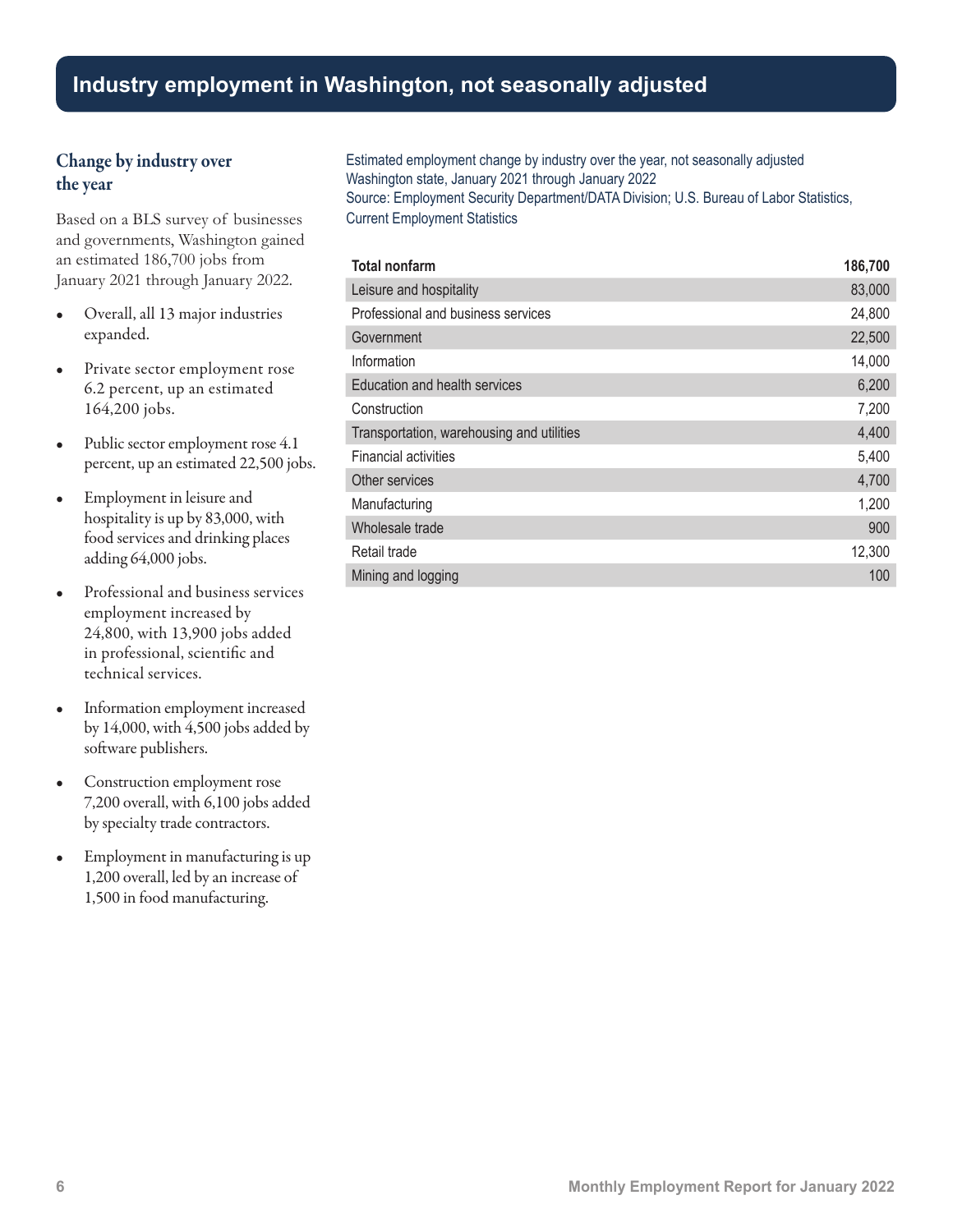# Industry employment in Washington, not seasonally adjusted

## Change by industry over the year

Based on a BLS survey of businesses and governments, Washington gained an estimated 186,700 jobs from January 2021 through January 2022.

- Overall, all 13 major industries expanded.
- Private sector employment rose 6.2 percent, up an estimated 164,200 jobs.
- Public sector employment rose 4.1 percent, up an estimated 22,500 jobs.
- Employment in leisure and hospitality is up by 83,000, with food services and drinking places adding 64,000 jobs.
- Professional and business services employment increased by 24,800, with 13,900 jobs added in professional, scientific and technical services.
- Information employment increased by 14,000, with 4,500 jobs added by software publishers.
- Construction employment rose 7,200 overall, with 6,100 jobs added by specialty trade contractors.
- Employment in manufacturing is up 1,200 overall, led by an increase of 1,500 in food manufacturing.

Estimated employment change by industry over the year, not seasonally adjusted
Washington state, January 2021 through January 2022
Source: Employment Security Department/DATA Division; U.S. Bureau of Labor Statistics, Current Employment Statistics

| Industry | Change |
|---|---|
| **Total nonfarm** | **186,700** |
| Leisure and hospitality | 83,000 |
| Professional and business services | 24,800 |
| Government | 22,500 |
| Information | 14,000 |
| Education and health services | 6,200 |
| Construction | 7,200 |
| Transportation, warehousing and utilities | 4,400 |
| Financial activities | 5,400 |
| Other services | 4,700 |
| Manufacturing | 1,200 |
| Wholesale trade | 900 |
| Retail trade | 12,300 |
| Mining and logging | 100 |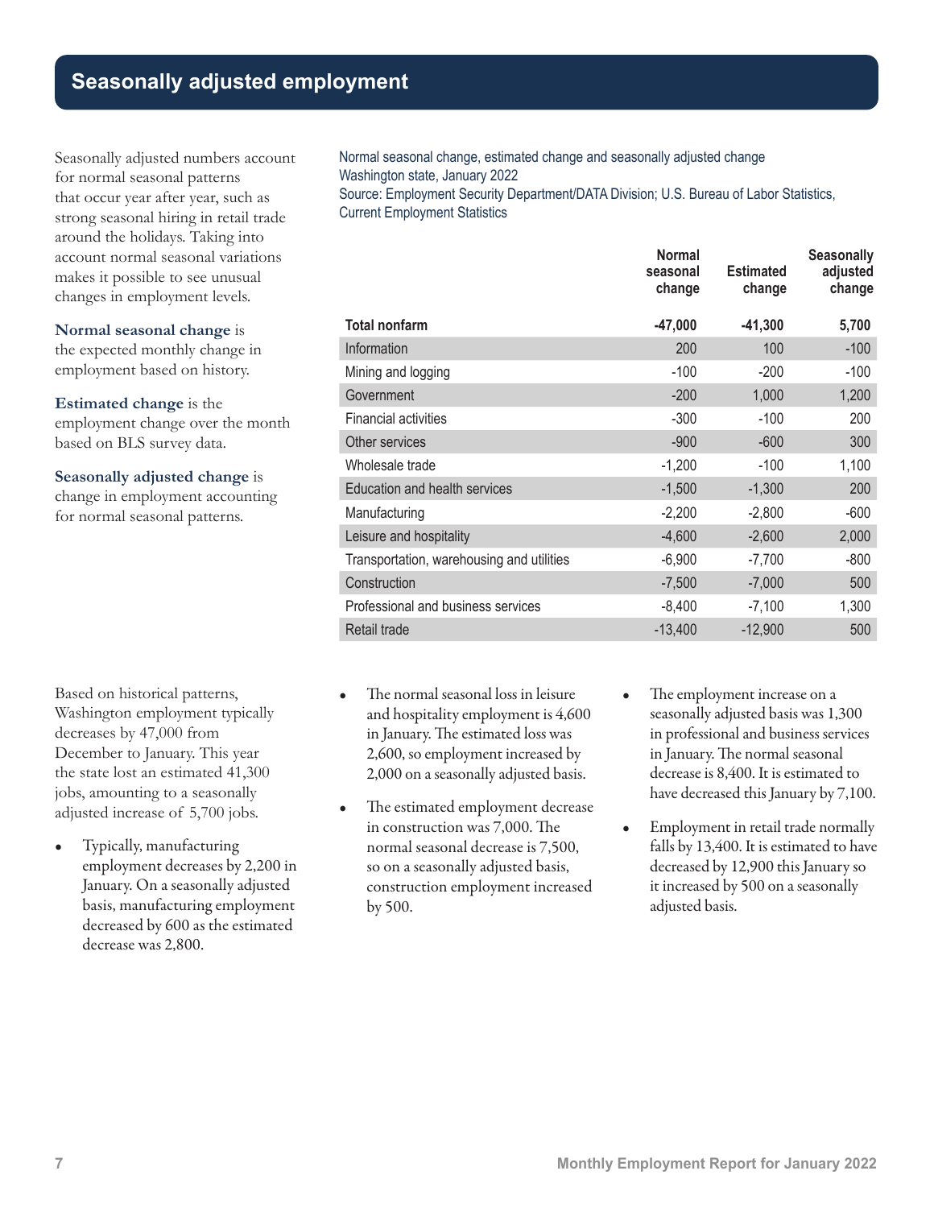# Seasonally adjusted employment

Seasonally adjusted numbers account for normal seasonal patterns that occur year after year, such as strong seasonal hiring in retail trade around the holidays. Taking into account normal seasonal variations makes it possible to see unusual changes in employment levels.

**Normal seasonal change** is the expected monthly change in employment based on history.

**Estimated change** is the employment change over the month based on BLS survey data.

**Seasonally adjusted change** is change in employment accounting for normal seasonal patterns.

Normal seasonal change, estimated change and seasonally adjusted change
Washington state, January 2022
Source: Employment Security Department/DATA Division; U.S. Bureau of Labor Statistics, Current Employment Statistics

| | Normal seasonal change | Estimated change | Seasonally adjusted change |
|---|---|---|---|
| **Total nonfarm** | **-47,000** | **-41,300** | **5,700** |
| Information | 200 | 100 | -100 |
| Mining and logging | -100 | -200 | -100 |
| Government | -200 | 1,000 | 1,200 |
| Financial activities | -300 | -100 | 200 |
| Other services | -900 | -600 | 300 |
| Wholesale trade | -1,200 | -100 | 1,100 |
| Education and health services | -1,500 | -1,300 | 200 |
| Manufacturing | -2,200 | -2,800 | -600 |
| Leisure and hospitality | -4,600 | -2,600 | 2,000 |
| Transportation, warehousing and utilities | -6,900 | -7,700 | -800 |
| Construction | -7,500 | -7,000 | 500 |
| Professional and business services | -8,400 | -7,100 | 1,300 |
| Retail trade | -13,400 | -12,900 | 500 |

Based on historical patterns, Washington employment typically decreases by 47,000 from December to January. This year the state lost an estimated 41,300 jobs, amounting to a seasonally adjusted increase of 5,700 jobs.

- Typically, manufacturing employment decreases by 2,200 in January. On a seasonally adjusted basis, manufacturing employment decreased by 600 as the estimated decrease was 2,800.
- The normal seasonal loss in leisure and hospitality employment is 4,600 in January. The estimated loss was 2,600, so employment increased by 2,000 on a seasonally adjusted basis.
- The estimated employment decrease in construction was 7,000. The normal seasonal decrease is 7,500, so on a seasonally adjusted basis, construction employment increased by 500.
- The employment increase on a seasonally adjusted basis was 1,300 in professional and business services in January. The normal seasonal decrease is 8,400. It is estimated to have decreased this January by 7,100.
- Employment in retail trade normally falls by 13,400. It is estimated to have decreased by 12,900 this January so it increased by 500 on a seasonally adjusted basis.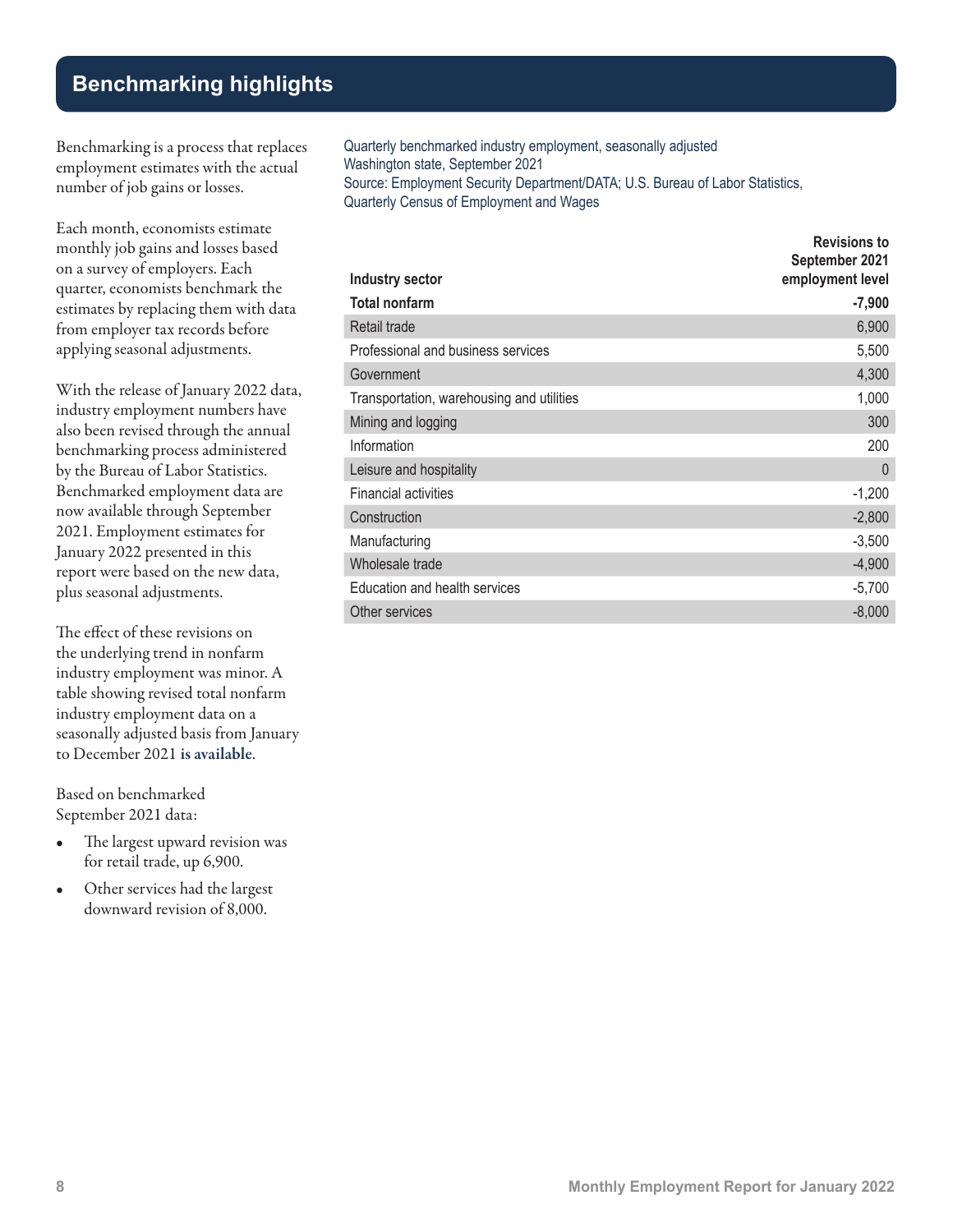## Benchmarking highlights

Benchmarking is a process that replaces employment estimates with the actual number of job gains or losses.

Each month, economists estimate monthly job gains and losses based on a survey of employers. Each quarter, economists benchmark the estimates by replacing them with data from employer tax records before applying seasonal adjustments.

With the release of January 2022 data, industry employment numbers have also been revised through the annual benchmarking process administered by the Bureau of Labor Statistics. Benchmarked employment data are now available through September 2021. Employment estimates for January 2022 presented in this report were based on the new data, plus seasonal adjustments.

The effect of these revisions on the underlying trend in nonfarm industry employment was minor. A table showing revised total nonfarm industry employment data on a seasonally adjusted basis from January to December 2021 **is available**.

Based on benchmarked September 2021 data:

- The largest upward revision was for retail trade, up 6,900.
- Other services had the largest downward revision of 8,000.

Quarterly benchmarked industry employment, seasonally adjusted
Washington state, September 2021
Source: Employment Security Department/DATA; U.S. Bureau of Labor Statistics, Quarterly Census of Employment and Wages

| Industry sector | Revisions to September 2021 employment level |
|---|---:|
| **Total nonfarm** | **-7,900** |
| Retail trade | 6,900 |
| Professional and business services | 5,500 |
| Government | 4,300 |
| Transportation, warehousing and utilities | 1,000 |
| Mining and logging | 300 |
| Information | 200 |
| Leisure and hospitality | 0 |
| Financial activities | -1,200 |
| Construction | -2,800 |
| Manufacturing | -3,500 |
| Wholesale trade | -4,900 |
| Education and health services | -5,700 |
| Other services | -8,000 |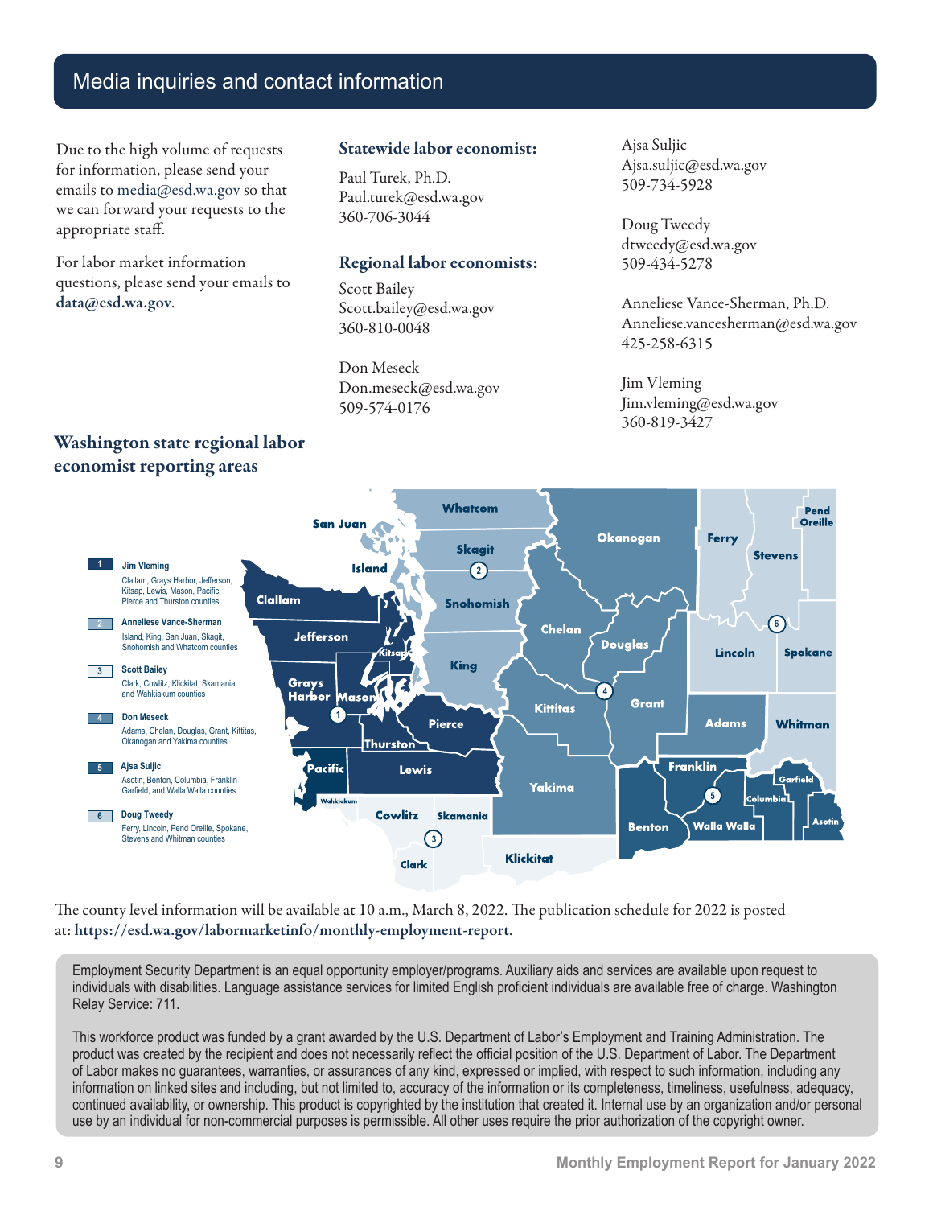## Media inquiries and contact information

Due to the high volume of requests for information, please send your emails to media@esd.wa.gov so that we can forward your requests to the appropriate staff.

For labor market information questions, please send your emails to **data@esd.wa.gov**.

### Statewide labor economist:

Paul Turek, Ph.D.
Paul.turek@esd.wa.gov
360-706-3044

### Regional labor economists:

Scott Bailey
Scott.bailey@esd.wa.gov
360-810-0048

Don Meseck
Don.meseck@esd.wa.gov
509-574-0176

Ajsa Suljic
Ajsa.suljic@esd.wa.gov
509-734-5928

Doug Tweedy
dtweedy@esd.wa.gov
509-434-5278

Anneliese Vance-Sherman, Ph.D.
Anneliese.vancesherman@esd.wa.gov
425-258-6315

Jim Vleming
Jim.vleming@esd.wa.gov
360-819-3427

### Washington state regional labor economist reporting areas

1 Jim Vleming
Clallam, Grays Harbor, Jefferson, Kitsap, Lewis, Mason, Pacific, Pierce and Thurston counties

2 Anneliese Vance-Sherman
Island, King, San Juan, Skagit, Snohomish and Whatcom counties

3 Scott Bailey
Clark, Cowlitz, Klickitat, Skamania and Wahkiakum counties

4 Don Meseck
Adams, Chelan, Douglas, Grant, Kittitas, Okanogan and Yakima counties

5 Ajsa Suljic
Asotin, Benton, Columbia, Franklin Garfield, and Walla Walla counties

6 Doug Tweedy
Ferry, Lincoln, Pend Oreille, Spokane, Stevens and Whitman counties

The county level information will be available at 10 a.m., March 8, 2022. The publication schedule for 2022 is posted at: **https://esd.wa.gov/labormarketinfo/monthly-employment-report**.

Employment Security Department is an equal opportunity employer/programs. Auxiliary aids and services are available upon request to individuals with disabilities. Language assistance services for limited English proficient individuals are available free of charge. Washington Relay Service: 711.

This workforce product was funded by a grant awarded by the U.S. Department of Labor's Employment and Training Administration. The product was created by the recipient and does not necessarily reflect the official position of the U.S. Department of Labor. The Department of Labor makes no guarantees, warranties, or assurances of any kind, expressed or implied, with respect to such information, including any information on linked sites and including, but not limited to, accuracy of the information or its completeness, timeliness, usefulness, adequacy, continued availability, or ownership. This product is copyrighted by the institution that created it. Internal use by an organization and/or personal use by an individual for non-commercial purposes is permissible. All other uses require the prior authorization of the copyright owner.